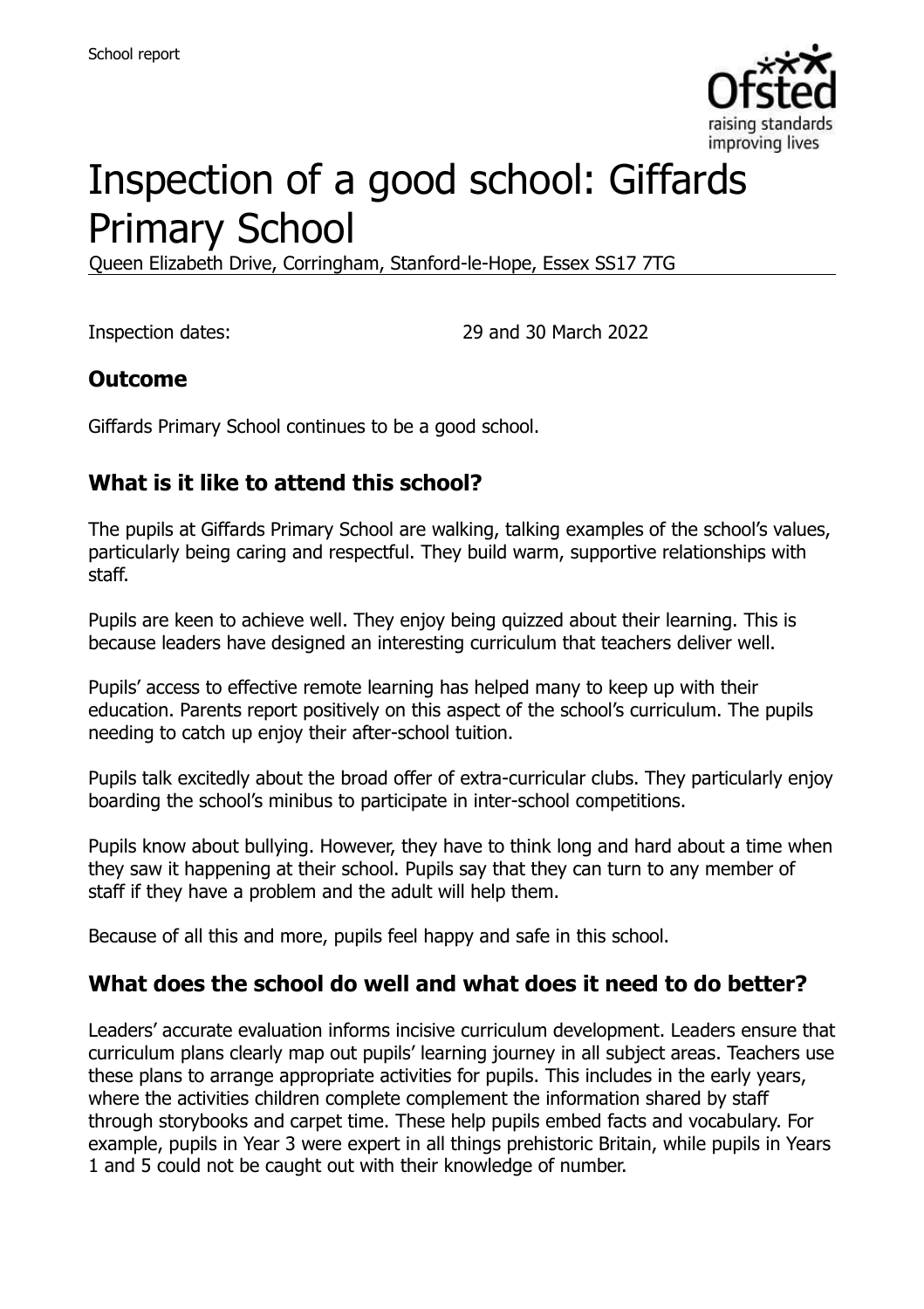# Inspection of a good school: Giffards Primary School

Queen Elizabeth Drive, Corringham, Stanford-le-Hope, Essex SS17 7TG

Inspection dates: 29 and 30 March 2022

## Outcome

Giffards Primary School continues to be a good school.

## What is it like to attend this school?

The pupils at Giffards Primary School are walking, talking examples of the school's values, particularly being caring and respectful. They build warm, supportive relationships with staff.

Pupils are keen to achieve well. They enjoy being quizzed about their learning. This is because leaders have designed an interesting curriculum that teachers deliver well.

Pupils' access to effective remote learning has helped many to keep up with their education. Parents report positively on this aspect of the school's curriculum. The pupils needing to catch up enjoy their after-school tuition.

Pupils talk excitedly about the broad offer of extra-curricular clubs. They particularly enjoy boarding the school's minibus to participate in inter-school competitions.

Pupils know about bullying. However, they have to think long and hard about a time when they saw it happening at their school. Pupils say that they can turn to any member of staff if they have a problem and the adult will help them.

Because of all this and more, pupils feel happy and safe in this school.

## What does the school do well and what does it need to do better?

Leaders' accurate evaluation informs incisive curriculum development. Leaders ensure that curriculum plans clearly map out pupils' learning journey in all subject areas. Teachers use these plans to arrange appropriate activities for pupils. This includes in the early years, where the activities children complete complement the information shared by staff through storybooks and carpet time. These help pupils embed facts and vocabulary. For example, pupils in Year 3 were expert in all things prehistoric Britain, while pupils in Years 1 and 5 could not be caught out with their knowledge of number.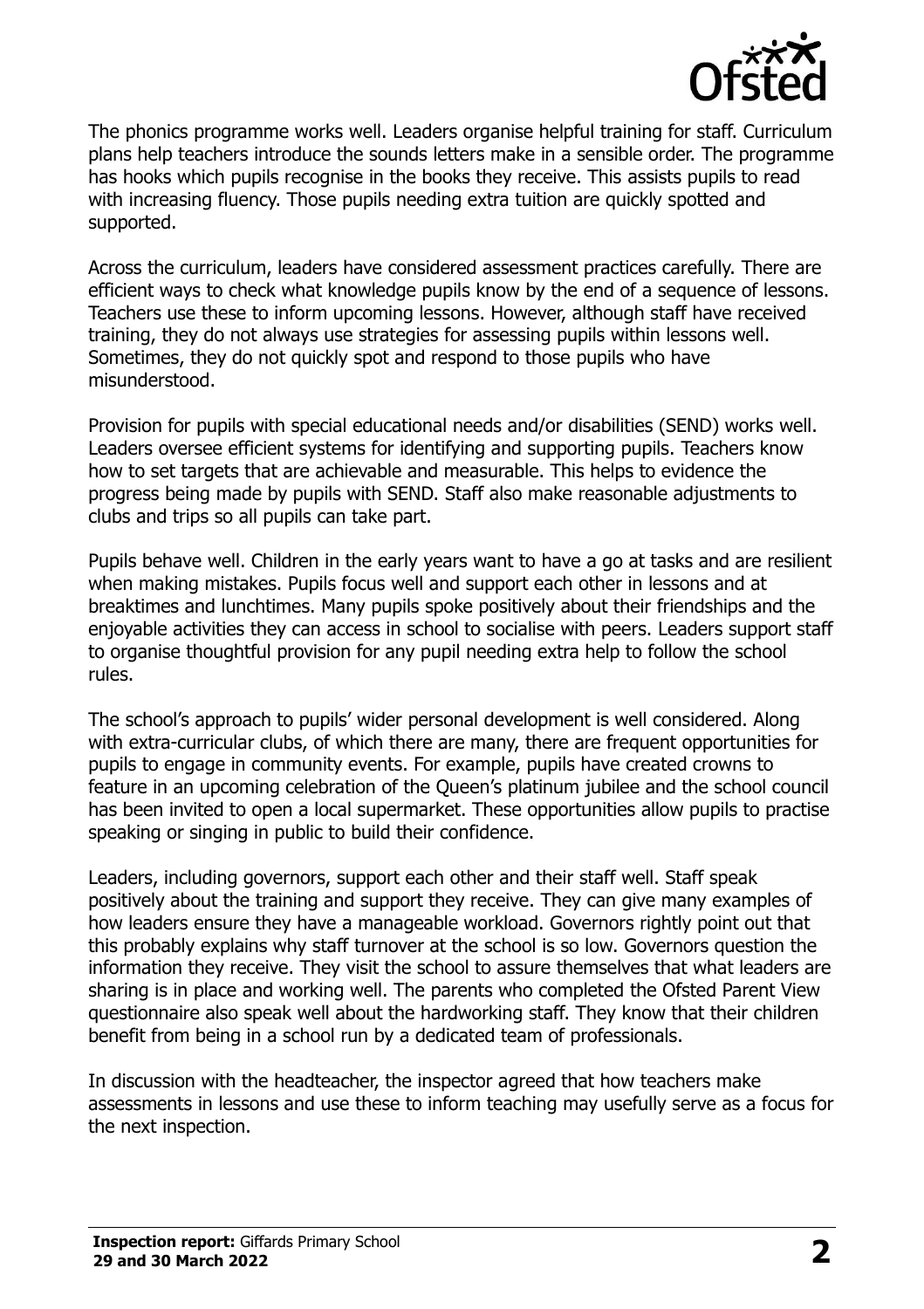The phonics programme works well. Leaders organise helpful training for staff. Curriculum plans help teachers introduce the sounds letters make in a sensible order. The programme has hooks which pupils recognise in the books they receive. This assists pupils to read with increasing fluency. Those pupils needing extra tuition are quickly spotted and supported.

Across the curriculum, leaders have considered assessment practices carefully. There are efficient ways to check what knowledge pupils know by the end of a sequence of lessons. Teachers use these to inform upcoming lessons. However, although staff have received training, they do not always use strategies for assessing pupils within lessons well. Sometimes, they do not quickly spot and respond to those pupils who have misunderstood.

Provision for pupils with special educational needs and/or disabilities (SEND) works well. Leaders oversee efficient systems for identifying and supporting pupils. Teachers know how to set targets that are achievable and measurable. This helps to evidence the progress being made by pupils with SEND. Staff also make reasonable adjustments to clubs and trips so all pupils can take part.

Pupils behave well. Children in the early years want to have a go at tasks and are resilient when making mistakes. Pupils focus well and support each other in lessons and at breaktimes and lunchtimes. Many pupils spoke positively about their friendships and the enjoyable activities they can access in school to socialise with peers. Leaders support staff to organise thoughtful provision for any pupil needing extra help to follow the school rules.

The school's approach to pupils' wider personal development is well considered. Along with extra-curricular clubs, of which there are many, there are frequent opportunities for pupils to engage in community events. For example, pupils have created crowns to feature in an upcoming celebration of the Queen's platinum jubilee and the school council has been invited to open a local supermarket. These opportunities allow pupils to practise speaking or singing in public to build their confidence.

Leaders, including governors, support each other and their staff well. Staff speak positively about the training and support they receive. They can give many examples of how leaders ensure they have a manageable workload. Governors rightly point out that this probably explains why staff turnover at the school is so low. Governors question the information they receive. They visit the school to assure themselves that what leaders are sharing is in place and working well. The parents who completed the Ofsted Parent View questionnaire also speak well about the hardworking staff. They know that their children benefit from being in a school run by a dedicated team of professionals.

In discussion with the headteacher, the inspector agreed that how teachers make assessments in lessons and use these to inform teaching may usefully serve as a focus for the next inspection.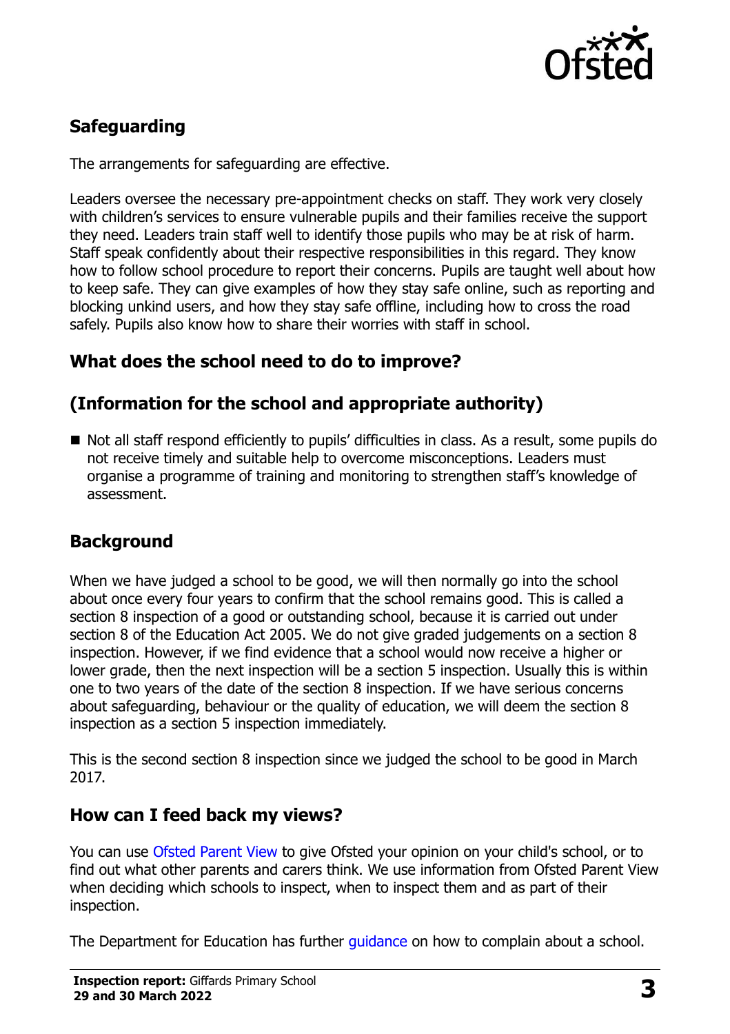## Safeguarding

The arrangements for safeguarding are effective.

Leaders oversee the necessary pre-appointment checks on staff. They work very closely with children's services to ensure vulnerable pupils and their families receive the support they need. Leaders train staff well to identify those pupils who may be at risk of harm. Staff speak confidently about their respective responsibilities in this regard. They know how to follow school procedure to report their concerns. Pupils are taught well about how to keep safe. They can give examples of how they stay safe online, such as reporting and blocking unkind users, and how they stay safe offline, including how to cross the road safely. Pupils also know how to share their worries with staff in school.

## What does the school need to do to improve?

## (Information for the school and appropriate authority)

- Not all staff respond efficiently to pupils' difficulties in class. As a result, some pupils do not receive timely and suitable help to overcome misconceptions. Leaders must organise a programme of training and monitoring to strengthen staff's knowledge of assessment.

## Background

When we have judged a school to be good, we will then normally go into the school about once every four years to confirm that the school remains good. This is called a section 8 inspection of a good or outstanding school, because it is carried out under section 8 of the Education Act 2005. We do not give graded judgements on a section 8 inspection. However, if we find evidence that a school would now receive a higher or lower grade, then the next inspection will be a section 5 inspection. Usually this is within one to two years of the date of the section 8 inspection. If we have serious concerns about safeguarding, behaviour or the quality of education, we will deem the section 8 inspection as a section 5 inspection immediately.

This is the second section 8 inspection since we judged the school to be good in March 2017.

## How can I feed back my views?

You can use Ofsted Parent View to give Ofsted your opinion on your child's school, or to find out what other parents and carers think. We use information from Ofsted Parent View when deciding which schools to inspect, when to inspect them and as part of their inspection.

The Department for Education has further guidance on how to complain about a school.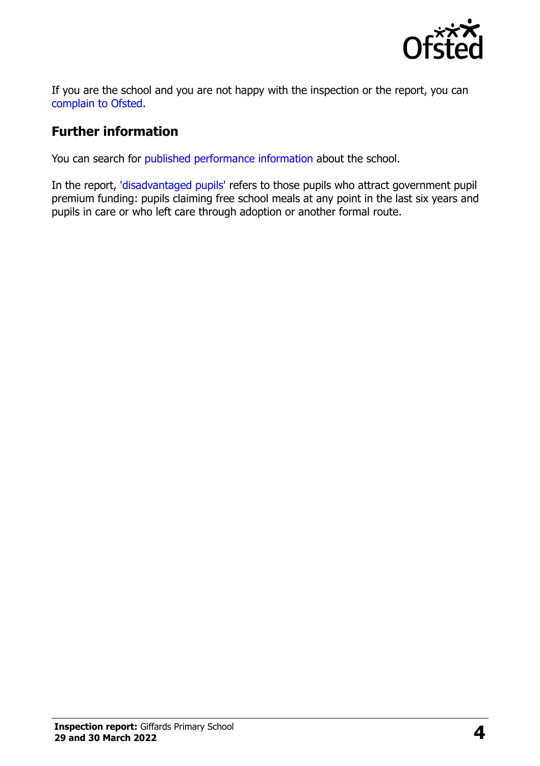If you are the school and you are not happy with the inspection or the report, you can complain to Ofsted.

## Further information

You can search for published performance information about the school.

In the report, 'disadvantaged pupils' refers to those pupils who attract government pupil premium funding: pupils claiming free school meals at any point in the last six years and pupils in care or who left care through adoption or another formal route.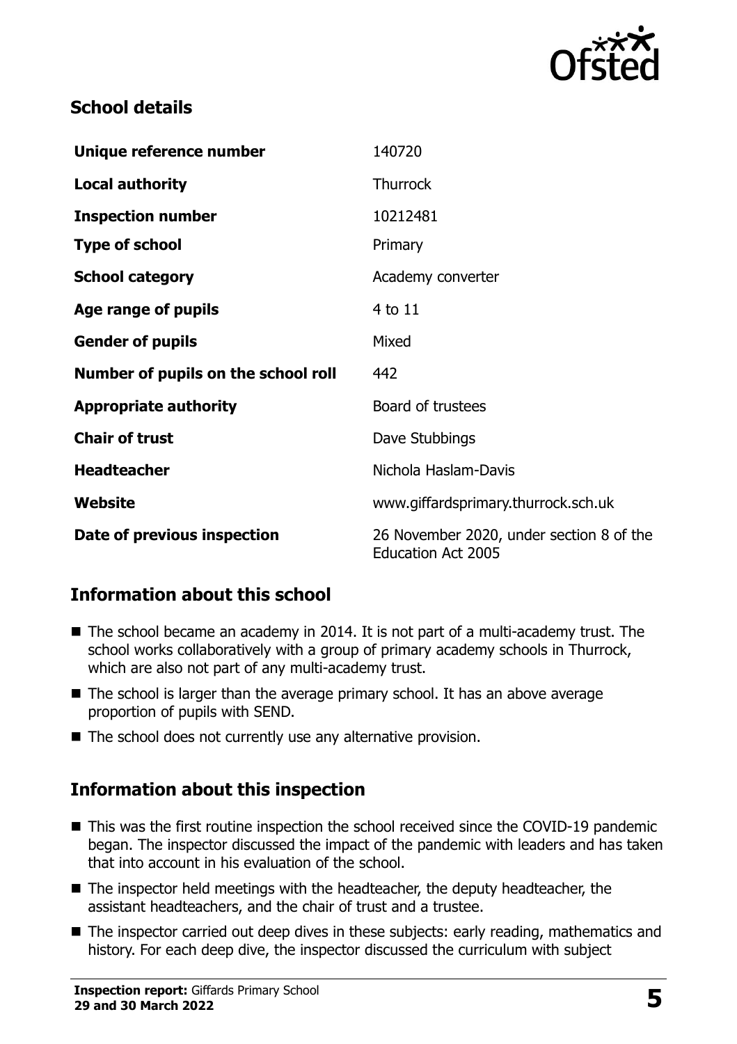## School details

| | |
|---|---|
| **Unique reference number** | 140720 |
| **Local authority** | Thurrock |
| **Inspection number** | 10212481 |
| **Type of school** | Primary |
| **School category** | Academy converter |
| **Age range of pupils** | 4 to 11 |
| **Gender of pupils** | Mixed |
| **Number of pupils on the school roll** | 442 |
| **Appropriate authority** | Board of trustees |
| **Chair of trust** | Dave Stubbings |
| **Headteacher** | Nichola Haslam-Davis |
| **Website** | www.giffardsprimary.thurrock.sch.uk |
| **Date of previous inspection** | 26 November 2020, under section 8 of the Education Act 2005 |

## Information about this school

- The school became an academy in 2014. It is not part of a multi-academy trust. The school works collaboratively with a group of primary academy schools in Thurrock, which are also not part of any multi-academy trust.
- The school is larger than the average primary school. It has an above average proportion of pupils with SEND.
- The school does not currently use any alternative provision.

## Information about this inspection

- This was the first routine inspection the school received since the COVID-19 pandemic began. The inspector discussed the impact of the pandemic with leaders and has taken that into account in his evaluation of the school.
- The inspector held meetings with the headteacher, the deputy headteacher, the assistant headteachers, and the chair of trust and a trustee.
- The inspector carried out deep dives in these subjects: early reading, mathematics and history. For each deep dive, the inspector discussed the curriculum with subject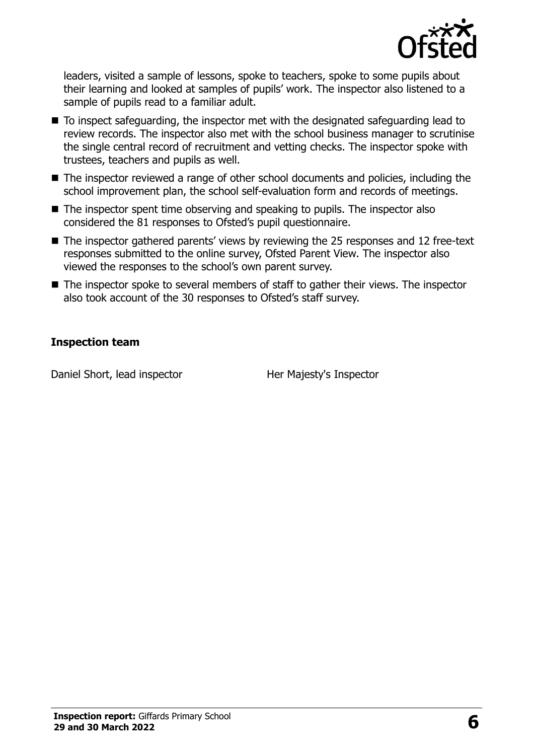leaders, visited a sample of lessons, spoke to teachers, spoke to some pupils about their learning and looked at samples of pupils' work. The inspector also listened to a sample of pupils read to a familiar adult.

- To inspect safeguarding, the inspector met with the designated safeguarding lead to review records. The inspector also met with the school business manager to scrutinise the single central record of recruitment and vetting checks. The inspector spoke with trustees, teachers and pupils as well.
- The inspector reviewed a range of other school documents and policies, including the school improvement plan, the school self-evaluation form and records of meetings.
- The inspector spent time observing and speaking to pupils. The inspector also considered the 81 responses to Ofsted's pupil questionnaire.
- The inspector gathered parents' views by reviewing the 25 responses and 12 free-text responses submitted to the online survey, Ofsted Parent View. The inspector also viewed the responses to the school's own parent survey.
- The inspector spoke to several members of staff to gather their views. The inspector also took account of the 30 responses to Ofsted's staff survey.

### Inspection team

| | |
|---|---|
| Daniel Short, lead inspector | Her Majesty's Inspector |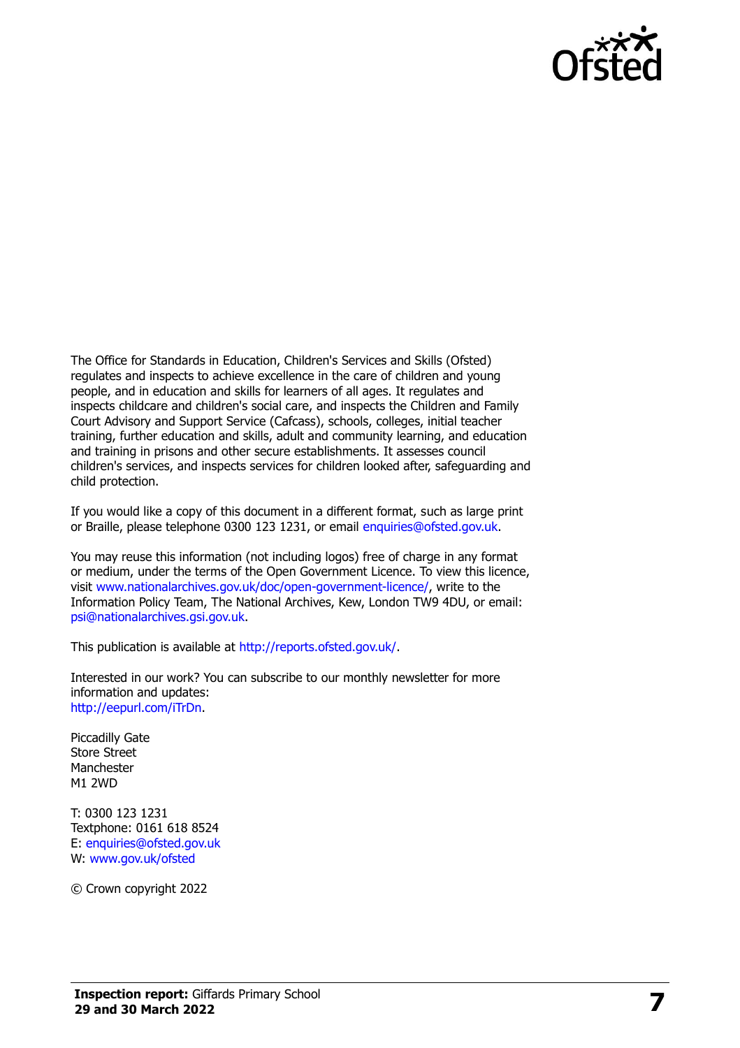The Office for Standards in Education, Children's Services and Skills (Ofsted) regulates and inspects to achieve excellence in the care of children and young people, and in education and skills for learners of all ages. It regulates and inspects childcare and children's social care, and inspects the Children and Family Court Advisory and Support Service (Cafcass), schools, colleges, initial teacher training, further education and skills, adult and community learning, and education and training in prisons and other secure establishments. It assesses council children's services, and inspects services for children looked after, safeguarding and child protection.

If you would like a copy of this document in a different format, such as large print or Braille, please telephone 0300 123 1231, or email enquiries@ofsted.gov.uk.

You may reuse this information (not including logos) free of charge in any format or medium, under the terms of the Open Government Licence. To view this licence, visit www.nationalarchives.gov.uk/doc/open-government-licence/, write to the Information Policy Team, The National Archives, Kew, London TW9 4DU, or email: psi@nationalarchives.gsi.gov.uk.

This publication is available at http://reports.ofsted.gov.uk/.

Interested in our work? You can subscribe to our monthly newsletter for more information and updates:
http://eepurl.com/iTrDn.

Piccadilly Gate
Store Street
Manchester
M1 2WD

T: 0300 123 1231
Textphone: 0161 618 8524
E: enquiries@ofsted.gov.uk
W: www.gov.uk/ofsted

© Crown copyright 2022